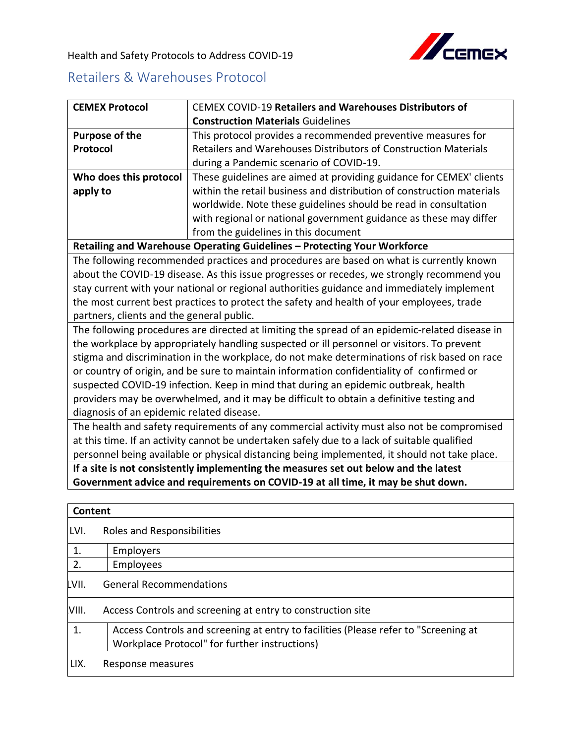Health and Safety Protocols to Address COVID-19

# Retailers & Warehouses Protocol

| **CEMEX Protocol** | CEMEX COVID-19 **Retailers and Warehouses Distributors of Construction Materials** Guidelines |
|---|---|
| **Purpose of the Protocol** | This protocol provides a recommended preventive measures for Retailers and Warehouses Distributors of Construction Materials during a Pandemic scenario of COVID-19. |
| **Who does this protocol apply to** | These guidelines are aimed at providing guidance for CEMEX' clients within the retail business and distribution of construction materials worldwide. Note these guidelines should be read in consultation with regional or national government guidance as these may differ from the guidelines in this document |

**Retailing and Warehouse Operating Guidelines – Protecting Your Workforce**

The following recommended practices and procedures are based on what is currently known about the COVID-19 disease. As this issue progresses or recedes, we strongly recommend you stay current with your national or regional authorities guidance and immediately implement the most current best practices to protect the safety and health of your employees, trade partners, clients and the general public.

The following procedures are directed at limiting the spread of an epidemic-related disease in the workplace by appropriately handling suspected or ill personnel or visitors. To prevent stigma and discrimination in the workplace, do not make determinations of risk based on race or country of origin, and be sure to maintain information confidentiality of confirmed or suspected COVID-19 infection. Keep in mind that during an epidemic outbreak, health providers may be overwhelmed, and it may be difficult to obtain a definitive testing and diagnosis of an epidemic related disease.

The health and safety requirements of any commercial activity must also not be compromised at this time. If an activity cannot be undertaken safely due to a lack of suitable qualified personnel being available or physical distancing being implemented, it should not take place.

**If a site is not consistently implementing the measures set out below and the latest Government advice and requirements on COVID-19 at all time, it may be shut down.**

**Content**

- LVI. Roles and Responsibilities
  1. Employers
  2. Employees
- LVII. General Recommendations
- LVIII. Access Controls and screening at entry to construction site
  1. Access Controls and screening at entry to facilities (Please refer to "Screening at Workplace Protocol" for further instructions)
- LIX. Response measures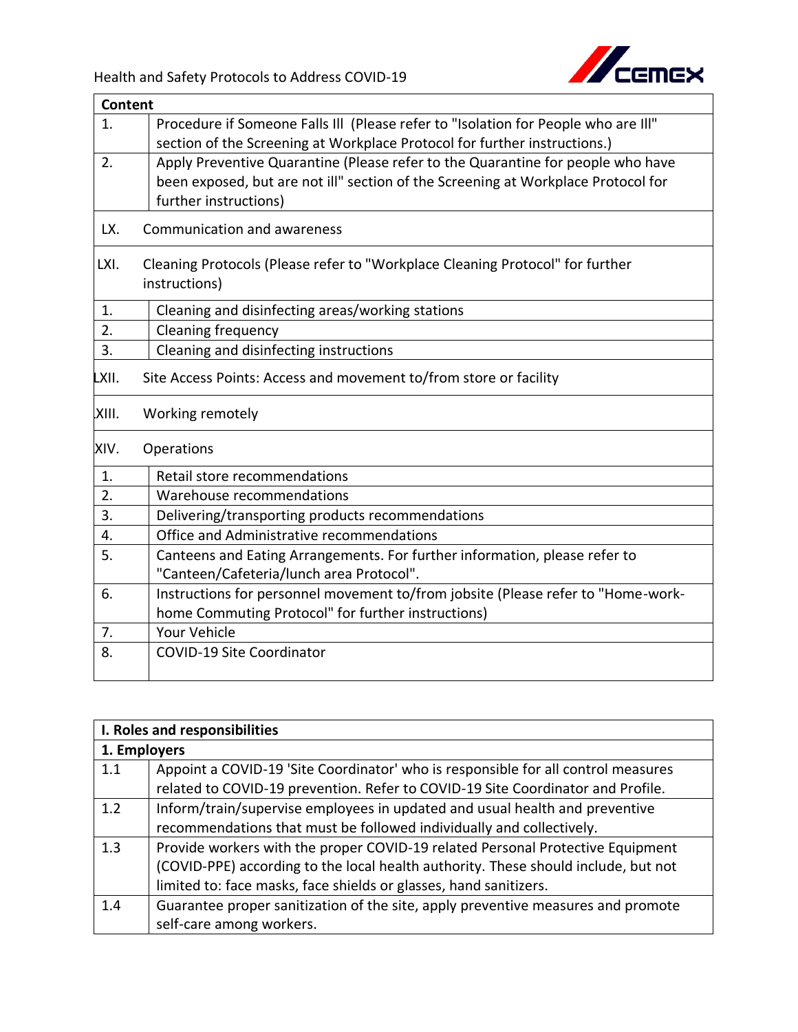| Content | |
|---|---|
| 1. | Procedure if Someone Falls Ill (Please refer to "Isolation for People who are Ill" section of the Screening at Workplace Protocol for further instructions.) |
| 2. | Apply Preventive Quarantine (Please refer to the Quarantine for people who have been exposed, but are not ill" section of the Screening at Workplace Protocol for further instructions) |
| LX. | Communication and awareness |
| LXI. | Cleaning Protocols (Please refer to "Workplace Cleaning Protocol" for further instructions) |
| 1. | Cleaning and disinfecting areas/working stations |
| 2. | Cleaning frequency |
| 3. | Cleaning and disinfecting instructions |
| LXII. | Site Access Points: Access and movement to/from store or facility |
| XIII. | Working remotely |
| XIV. | Operations |
| 1. | Retail store recommendations |
| 2. | Warehouse recommendations |
| 3. | Delivering/transporting products recommendations |
| 4. | Office and Administrative recommendations |
| 5. | Canteens and Eating Arrangements. For further information, please refer to "Canteen/Cafeteria/lunch area Protocol". |
| 6. | Instructions for personnel movement to/from jobsite (Please refer to "Home-work-home Commuting Protocol" for further instructions) |
| 7. | Your Vehicle |
| 8. | COVID-19 Site Coordinator |

| **I. Roles and responsibilities** | |
|---|---|
| **1. Employers** | |
| 1.1 | Appoint a COVID-19 'Site Coordinator' who is responsible for all control measures related to COVID-19 prevention. Refer to COVID-19 Site Coordinator and Profile. |
| 1.2 | Inform/train/supervise employees in updated and usual health and preventive recommendations that must be followed individually and collectively. |
| 1.3 | Provide workers with the proper COVID-19 related Personal Protective Equipment (COVID-PPE) according to the local health authority. These should include, but not limited to: face masks, face shields or glasses, hand sanitizers. |
| 1.4 | Guarantee proper sanitization of the site, apply preventive measures and promote self-care among workers. |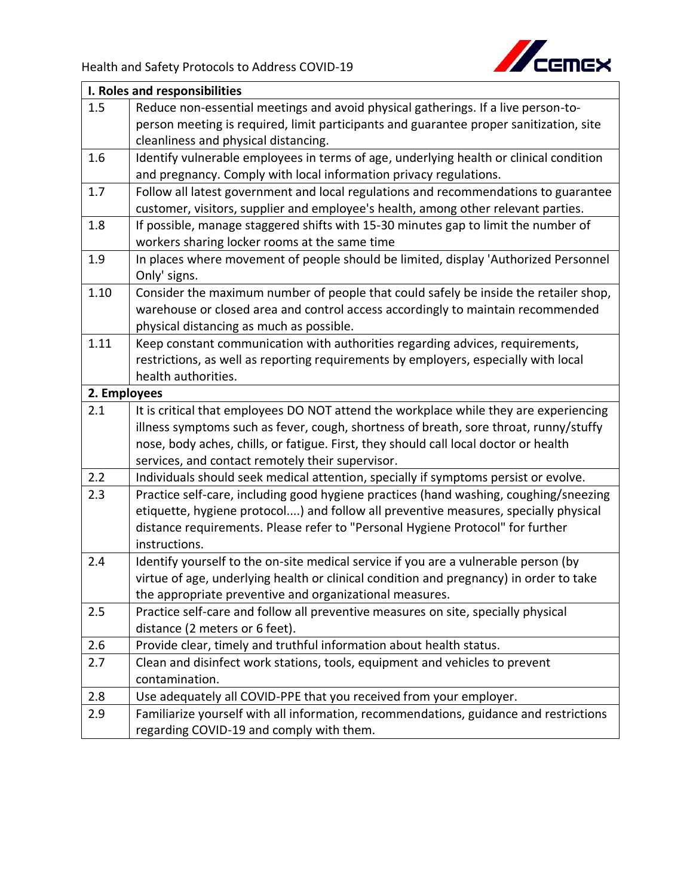| I. Roles and responsibilities | |
| --- | --- |
| 1.5 | Reduce non-essential meetings and avoid physical gatherings. If a live person-to-person meeting is required, limit participants and guarantee proper sanitization, site cleanliness and physical distancing. |
| 1.6 | Identify vulnerable employees in terms of age, underlying health or clinical condition and pregnancy. Comply with local information privacy regulations. |
| 1.7 | Follow all latest government and local regulations and recommendations to guarantee customer, visitors, supplier and employee's health, among other relevant parties. |
| 1.8 | If possible, manage staggered shifts with 15-30 minutes gap to limit the number of workers sharing locker rooms at the same time |
| 1.9 | In places where movement of people should be limited, display 'Authorized Personnel Only' signs. |
| 1.10 | Consider the maximum number of people that could safely be inside the retailer shop, warehouse or closed area and control access accordingly to maintain recommended physical distancing as much as possible. |
| 1.11 | Keep constant communication with authorities regarding advices, requirements, restrictions, as well as reporting requirements by employers, especially with local health authorities. |
| **2. Employees** | |
| 2.1 | It is critical that employees DO NOT attend the workplace while they are experiencing illness symptoms such as fever, cough, shortness of breath, sore throat, runny/stuffy nose, body aches, chills, or fatigue. First, they should call local doctor or health services, and contact remotely their supervisor. |
| 2.2 | Individuals should seek medical attention, specially if symptoms persist or evolve. |
| 2.3 | Practice self-care, including good hygiene practices (hand washing, coughing/sneezing etiquette, hygiene protocol....) and follow all preventive measures, specially physical distance requirements. Please refer to "Personal Hygiene Protocol" for further instructions. |
| 2.4 | Identify yourself to the on-site medical service if you are a vulnerable person (by virtue of age, underlying health or clinical condition and pregnancy) in order to take the appropriate preventive and organizational measures. |
| 2.5 | Practice self-care and follow all preventive measures on site, specially physical distance (2 meters or 6 feet). |
| 2.6 | Provide clear, timely and truthful information about health status. |
| 2.7 | Clean and disinfect work stations, tools, equipment and vehicles to prevent contamination. |
| 2.8 | Use adequately all COVID-PPE that you received from your employer. |
| 2.9 | Familiarize yourself with all information, recommendations, guidance and restrictions regarding COVID-19 and comply with them. |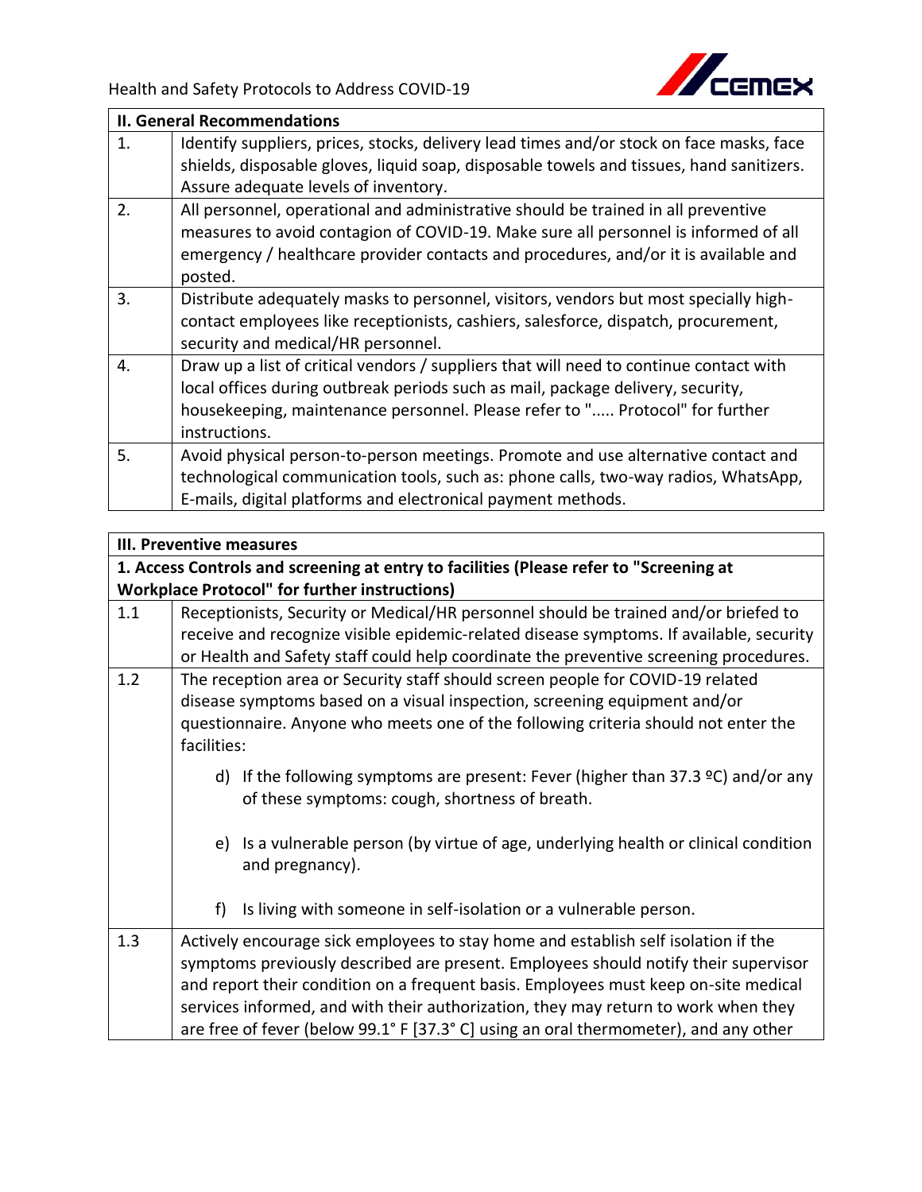| **II. General Recommendations** | |
|---|---|
| 1. | Identify suppliers, prices, stocks, delivery lead times and/or stock on face masks, face shields, disposable gloves, liquid soap, disposable towels and tissues, hand sanitizers. Assure adequate levels of inventory. |
| 2. | All personnel, operational and administrative should be trained in all preventive measures to avoid contagion of COVID-19. Make sure all personnel is informed of all emergency / healthcare provider contacts and procedures, and/or it is available and posted. |
| 3. | Distribute adequately masks to personnel, visitors, vendors but most specially high-contact employees like receptionists, cashiers, salesforce, dispatch, procurement, security and medical/HR personnel. |
| 4. | Draw up a list of critical vendors / suppliers that will need to continue contact with local offices during outbreak periods such as mail, package delivery, security, housekeeping, maintenance personnel. Please refer to "..... Protocol" for further instructions. |
| 5. | Avoid physical person-to-person meetings. Promote and use alternative contact and technological communication tools, such as: phone calls, two-way radios, WhatsApp, E-mails, digital platforms and electronical payment methods. |

| **III. Preventive measures** | |
|---|---|
| **1. Access Controls and screening at entry to facilities (Please refer to "Screening at Workplace Protocol" for further instructions)** | |
| 1.1 | Receptionists, Security or Medical/HR personnel should be trained and/or briefed to receive and recognize visible epidemic-related disease symptoms. If available, security or Health and Safety staff could help coordinate the preventive screening procedures. |
| 1.2 | The reception area or Security staff should screen people for COVID-19 related disease symptoms based on a visual inspection, screening equipment and/or questionnaire. Anyone who meets one of the following criteria should not enter the facilities:<br><br>d) If the following symptoms are present: Fever (higher than 37.3 ºC) and/or any of these symptoms: cough, shortness of breath.<br><br>e) Is a vulnerable person (by virtue of age, underlying health or clinical condition and pregnancy).<br><br>f) Is living with someone in self-isolation or a vulnerable person. |
| 1.3 | Actively encourage sick employees to stay home and establish self isolation if the symptoms previously described are present. Employees should notify their supervisor and report their condition on a frequent basis. Employees must keep on-site medical services informed, and with their authorization, they may return to work when they are free of fever (below 99.1° F [37.3° C] using an oral thermometer), and any other |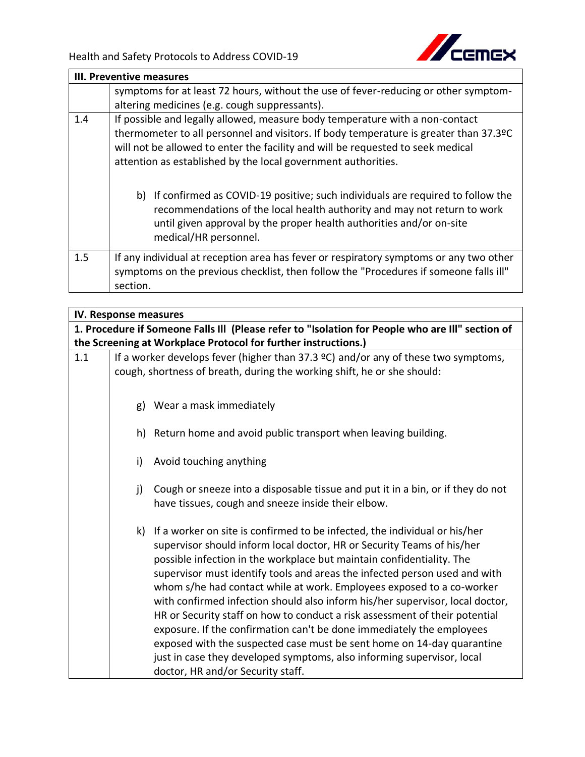| III. Preventive measures | |
|---|---|
| | symptoms for at least 72 hours, without the use of fever-reducing or other symptom-altering medicines (e.g. cough suppressants). |
| 1.4 | If possible and legally allowed, measure body temperature with a non-contact thermometer to all personnel and visitors. If body temperature is greater than 37.3ºC will not be allowed to enter the facility and will be requested to seek medical attention as established by the local government authorities.<br><br>b) If confirmed as COVID-19 positive; such individuals are required to follow the recommendations of the local health authority and may not return to work until given approval by the proper health authorities and/or on-site medical/HR personnel. |
| 1.5 | If any individual at reception area has fever or respiratory symptoms or any two other symptoms on the previous checklist, then follow the "Procedures if someone falls ill" section. |

| IV. Response measures | |
|---|---|
| **1. Procedure if Someone Falls Ill (Please refer to "Isolation for People who are Ill" section of the Screening at Workplace Protocol for further instructions.)** | |
| 1.1 | If a worker develops fever (higher than 37.3 ºC) and/or any of these two symptoms, cough, shortness of breath, during the working shift, he or she should:<br><br>g) Wear a mask immediately<br><br>h) Return home and avoid public transport when leaving building.<br><br>i) Avoid touching anything<br><br>j) Cough or sneeze into a disposable tissue and put it in a bin, or if they do not have tissues, cough and sneeze inside their elbow.<br><br>k) If a worker on site is confirmed to be infected, the individual or his/her supervisor should inform local doctor, HR or Security Teams of his/her possible infection in the workplace but maintain confidentiality. The supervisor must identify tools and areas the infected person used and with whom s/he had contact while at work. Employees exposed to a co-worker with confirmed infection should also inform his/her supervisor, local doctor, HR or Security staff on how to conduct a risk assessment of their potential exposure. If the confirmation can't be done immediately the employees exposed with the suspected case must be sent home on 14-day quarantine just in case they developed symptoms, also informing supervisor, local doctor, HR and/or Security staff. |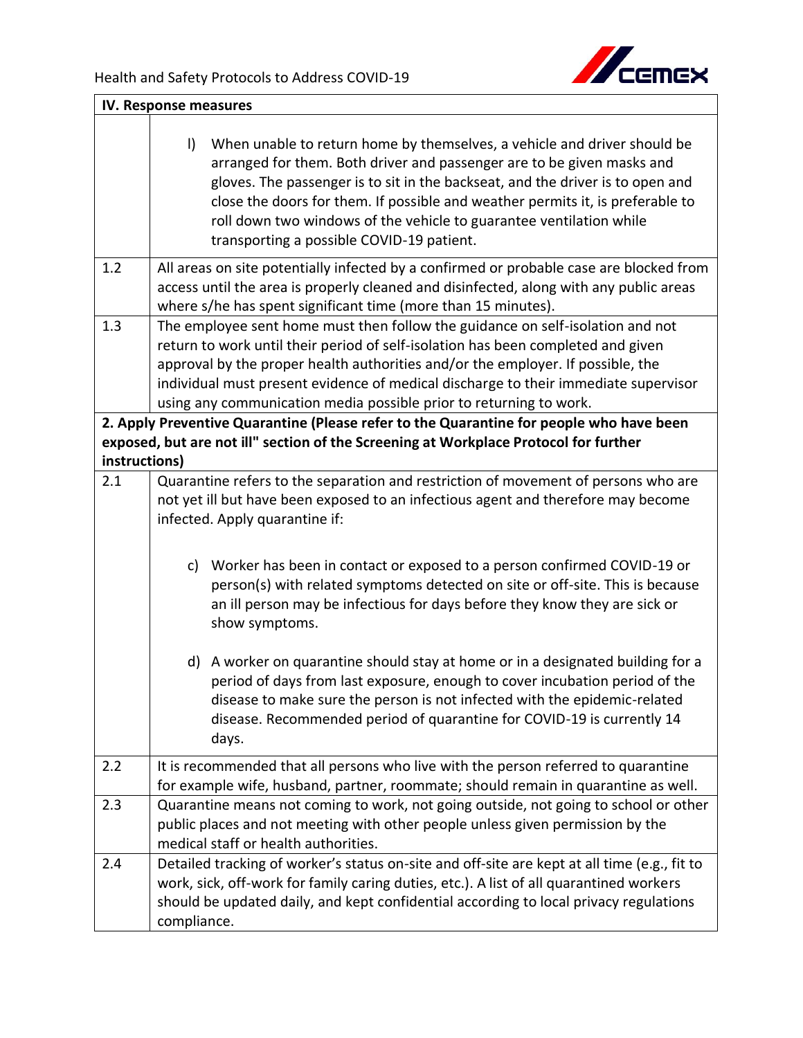| IV. Response measures | |
|---|---|
| | l) When unable to return home by themselves, a vehicle and driver should be arranged for them. Both driver and passenger are to be given masks and gloves. The passenger is to sit in the backseat, and the driver is to open and close the doors for them. If possible and weather permits it, is preferable to roll down two windows of the vehicle to guarantee ventilation while transporting a possible COVID-19 patient. |
| 1.2 | All areas on site potentially infected by a confirmed or probable case are blocked from access until the area is properly cleaned and disinfected, along with any public areas where s/he has spent significant time (more than 15 minutes). |
| 1.3 | The employee sent home must then follow the guidance on self-isolation and not return to work until their period of self-isolation has been completed and given approval by the proper health authorities and/or the employer. If possible, the individual must present evidence of medical discharge to their immediate supervisor using any communication media possible prior to returning to work. |
| **2. Apply Preventive Quarantine (Please refer to the Quarantine for people who have been exposed, but are not ill" section of the Screening at Workplace Protocol for further instructions)** | |
| 2.1 | Quarantine refers to the separation and restriction of movement of persons who are not yet ill but have been exposed to an infectious agent and therefore may become infected. Apply quarantine if:<br><br>c) Worker has been in contact or exposed to a person confirmed COVID-19 or person(s) with related symptoms detected on site or off-site. This is because an ill person may be infectious for days before they know they are sick or show symptoms.<br><br>d) A worker on quarantine should stay at home or in a designated building for a period of days from last exposure, enough to cover incubation period of the disease to make sure the person is not infected with the epidemic-related disease. Recommended period of quarantine for COVID-19 is currently 14 days. |
| 2.2 | It is recommended that all persons who live with the person referred to quarantine for example wife, husband, partner, roommate; should remain in quarantine as well. |
| 2.3 | Quarantine means not coming to work, not going outside, not going to school or other public places and not meeting with other people unless given permission by the medical staff or health authorities. |
| 2.4 | Detailed tracking of worker's status on-site and off-site are kept at all time (e.g., fit to work, sick, off-work for family caring duties, etc.). A list of all quarantined workers should be updated daily, and kept confidential according to local privacy regulations compliance. |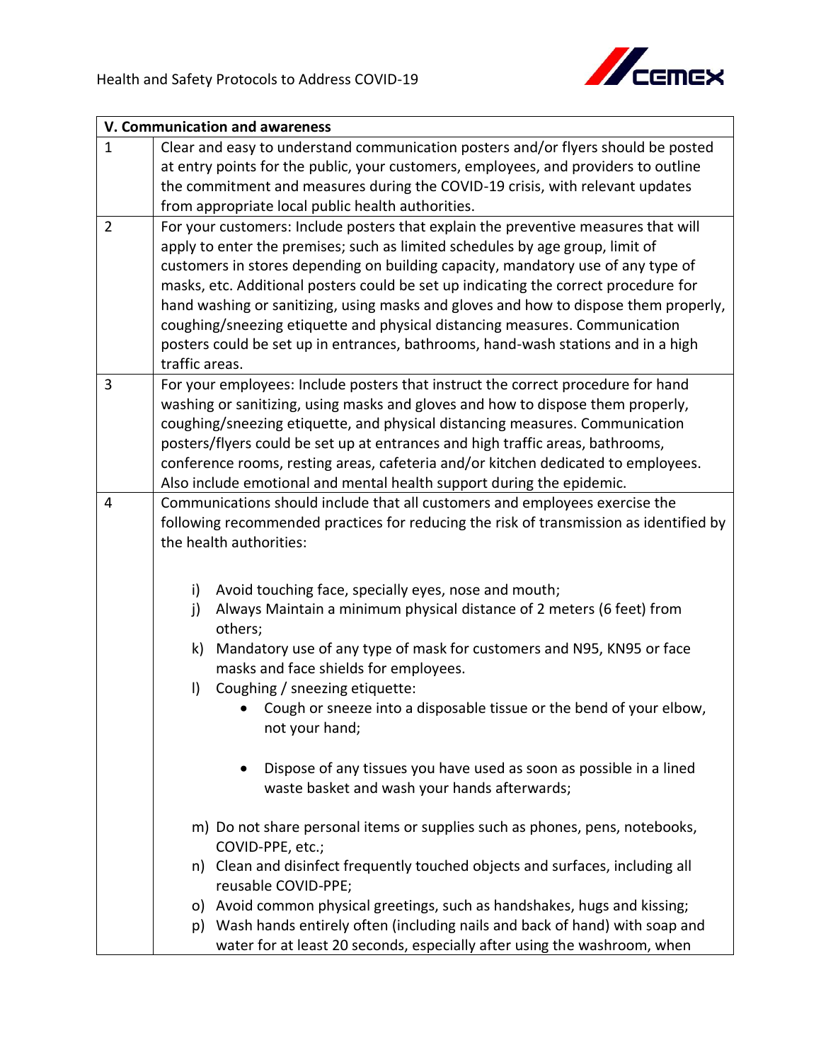| V. Communication and awareness | |
|---|---|
| 1 | Clear and easy to understand communication posters and/or flyers should be posted at entry points for the public, your customers, employees, and providers to outline the commitment and measures during the COVID-19 crisis, with relevant updates from appropriate local public health authorities. |
| 2 | For your customers: Include posters that explain the preventive measures that will apply to enter the premises; such as limited schedules by age group, limit of customers in stores depending on building capacity, mandatory use of any type of masks, etc. Additional posters could be set up indicating the correct procedure for hand washing or sanitizing, using masks and gloves and how to dispose them properly, coughing/sneezing etiquette and physical distancing measures. Communication posters could be set up in entrances, bathrooms, hand-wash stations and in a high traffic areas. |
| 3 | For your employees: Include posters that instruct the correct procedure for hand washing or sanitizing, using masks and gloves and how to dispose them properly, coughing/sneezing etiquette, and physical distancing measures. Communication posters/flyers could be set up at entrances and high traffic areas, bathrooms, conference rooms, resting areas, cafeteria and/or kitchen dedicated to employees. Also include emotional and mental health support during the epidemic. |
| 4 | Communications should include that all customers and employees exercise the following recommended practices for reducing the risk of transmission as identified by the health authorities:<br><br>i) Avoid touching face, specially eyes, nose and mouth;<br>j) Always Maintain a minimum physical distance of 2 meters (6 feet) from others;<br>k) Mandatory use of any type of mask for customers and N95, KN95 or face masks and face shields for employees.<br>l) Coughing / sneezing etiquette:<br>• Cough or sneeze into a disposable tissue or the bend of your elbow, not your hand;<br>• Dispose of any tissues you have used as soon as possible in a lined waste basket and wash your hands afterwards;<br><br>m) Do not share personal items or supplies such as phones, pens, notebooks, COVID-PPE, etc.;<br>n) Clean and disinfect frequently touched objects and surfaces, including all reusable COVID-PPE;<br>o) Avoid common physical greetings, such as handshakes, hugs and kissing;<br>p) Wash hands entirely often (including nails and back of hand) with soap and water for at least 20 seconds, especially after using the washroom, when |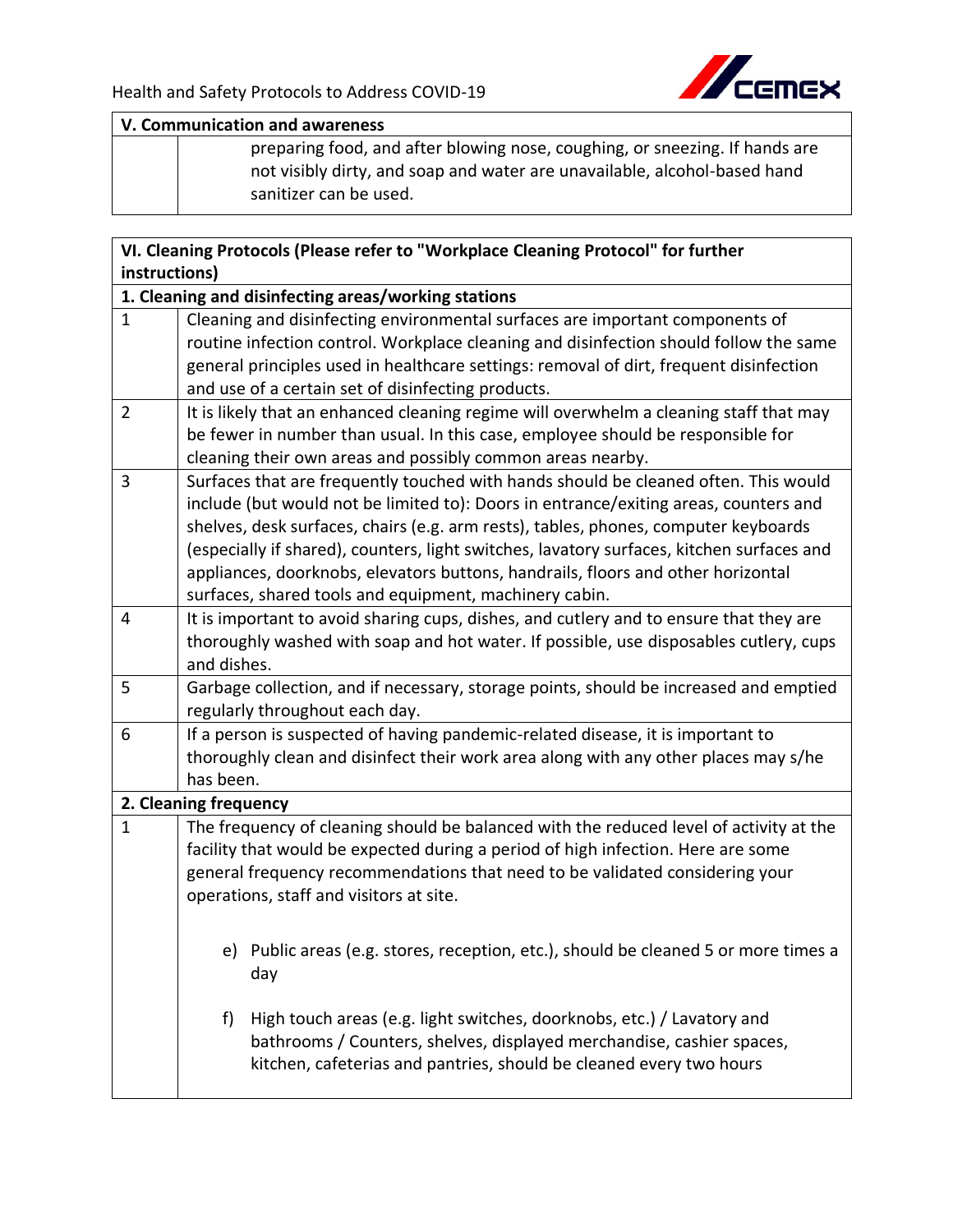| V. Communication and awareness | |
|---|---|
| | preparing food, and after blowing nose, coughing, or sneezing. If hands are not visibly dirty, and soap and water are unavailable, alcohol-based hand sanitizer can be used. |

| VI. Cleaning Protocols (Please refer to "Workplace Cleaning Protocol" for further instructions) | |
|---|---|
| **1. Cleaning and disinfecting areas/working stations** | |
| 1 | Cleaning and disinfecting environmental surfaces are important components of routine infection control. Workplace cleaning and disinfection should follow the same general principles used in healthcare settings: removal of dirt, frequent disinfection and use of a certain set of disinfecting products. |
| 2 | It is likely that an enhanced cleaning regime will overwhelm a cleaning staff that may be fewer in number than usual. In this case, employee should be responsible for cleaning their own areas and possibly common areas nearby. |
| 3 | Surfaces that are frequently touched with hands should be cleaned often. This would include (but would not be limited to): Doors in entrance/exiting areas, counters and shelves, desk surfaces, chairs (e.g. arm rests), tables, phones, computer keyboards (especially if shared), counters, light switches, lavatory surfaces, kitchen surfaces and appliances, doorknobs, elevators buttons, handrails, floors and other horizontal surfaces, shared tools and equipment, machinery cabin. |
| 4 | It is important to avoid sharing cups, dishes, and cutlery and to ensure that they are thoroughly washed with soap and hot water. If possible, use disposables cutlery, cups and dishes. |
| 5 | Garbage collection, and if necessary, storage points, should be increased and emptied regularly throughout each day. |
| 6 | If a person is suspected of having pandemic-related disease, it is important to thoroughly clean and disinfect their work area along with any other places may s/he has been. |
| **2. Cleaning frequency** | |
| 1 | The frequency of cleaning should be balanced with the reduced level of activity at the facility that would be expected during a period of high infection. Here are some general frequency recommendations that need to be validated considering your operations, staff and visitors at site.<br><br>e) Public areas (e.g. stores, reception, etc.), should be cleaned 5 or more times a day<br><br>f) High touch areas (e.g. light switches, doorknobs, etc.) / Lavatory and bathrooms / Counters, shelves, displayed merchandise, cashier spaces, kitchen, cafeterias and pantries, should be cleaned every two hours |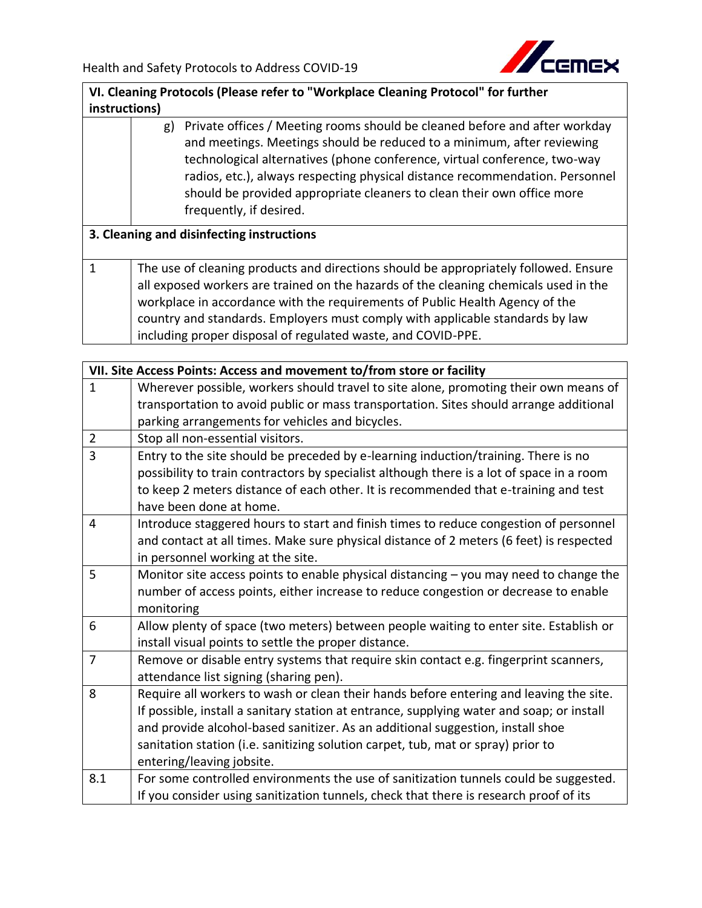| VI. Cleaning Protocols (Please refer to "Workplace Cleaning Protocol" for further instructions) | |
|---|---|
| | g) Private offices / Meeting rooms should be cleaned before and after workday and meetings. Meetings should be reduced to a minimum, after reviewing technological alternatives (phone conference, virtual conference, two-way radios, etc.), always respecting physical distance recommendation. Personnel should be provided appropriate cleaners to clean their own office more frequently, if desired. |
| **3. Cleaning and disinfecting instructions** | |
| 1 | The use of cleaning products and directions should be appropriately followed. Ensure all exposed workers are trained on the hazards of the cleaning chemicals used in the workplace in accordance with the requirements of Public Health Agency of the country and standards. Employers must comply with applicable standards by law including proper disposal of regulated waste, and COVID-PPE. |

| VII. Site Access Points: Access and movement to/from store or facility | |
|---|---|
| 1 | Wherever possible, workers should travel to site alone, promoting their own means of transportation to avoid public or mass transportation. Sites should arrange additional parking arrangements for vehicles and bicycles. |
| 2 | Stop all non-essential visitors. |
| 3 | Entry to the site should be preceded by e-learning induction/training. There is no possibility to train contractors by specialist although there is a lot of space in a room to keep 2 meters distance of each other. It is recommended that e-training and test have been done at home. |
| 4 | Introduce staggered hours to start and finish times to reduce congestion of personnel and contact at all times. Make sure physical distance of 2 meters (6 feet) is respected in personnel working at the site. |
| 5 | Monitor site access points to enable physical distancing – you may need to change the number of access points, either increase to reduce congestion or decrease to enable monitoring |
| 6 | Allow plenty of space (two meters) between people waiting to enter site. Establish or install visual points to settle the proper distance. |
| 7 | Remove or disable entry systems that require skin contact e.g. fingerprint scanners, attendance list signing (sharing pen). |
| 8 | Require all workers to wash or clean their hands before entering and leaving the site. If possible, install a sanitary station at entrance, supplying water and soap; or install and provide alcohol-based sanitizer. As an additional suggestion, install shoe sanitation station (i.e. sanitizing solution carpet, tub, mat or spray) prior to entering/leaving jobsite. |
| 8.1 | For some controlled environments the use of sanitization tunnels could be suggested. If you consider using sanitization tunnels, check that there is research proof of its |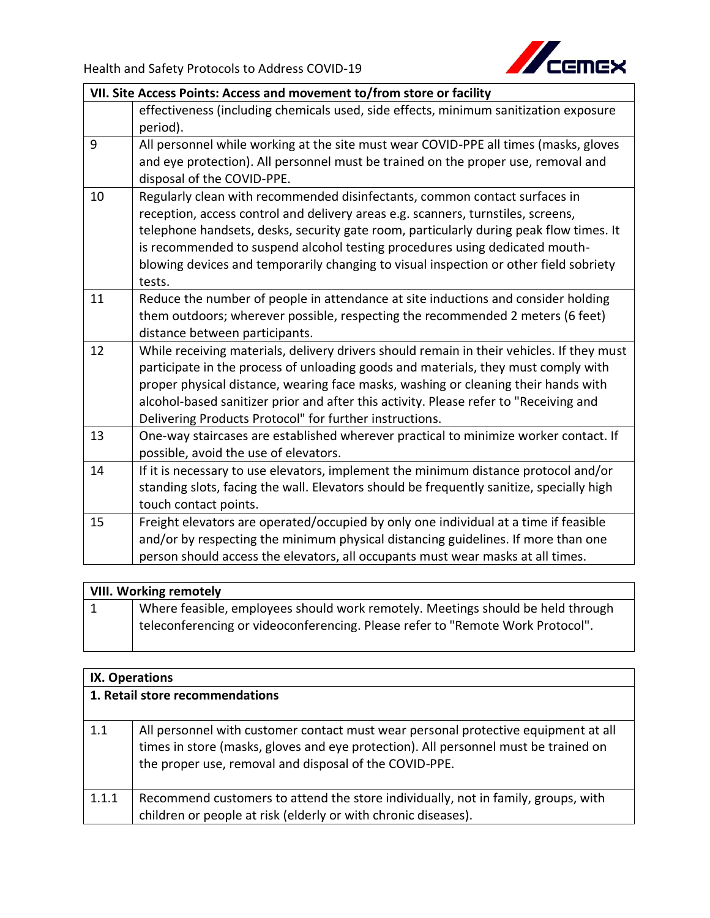| VII. Site Access Points: Access and movement to/from store or facility | |
|---|---|
| | effectiveness (including chemicals used, side effects, minimum sanitization exposure period). |
| 9 | All personnel while working at the site must wear COVID-PPE all times (masks, gloves and eye protection). All personnel must be trained on the proper use, removal and disposal of the COVID-PPE. |
| 10 | Regularly clean with recommended disinfectants, common contact surfaces in reception, access control and delivery areas e.g. scanners, turnstiles, screens, telephone handsets, desks, security gate room, particularly during peak flow times. It is recommended to suspend alcohol testing procedures using dedicated mouth-blowing devices and temporarily changing to visual inspection or other field sobriety tests. |
| 11 | Reduce the number of people in attendance at site inductions and consider holding them outdoors; wherever possible, respecting the recommended 2 meters (6 feet) distance between participants. |
| 12 | While receiving materials, delivery drivers should remain in their vehicles. If they must participate in the process of unloading goods and materials, they must comply with proper physical distance, wearing face masks, washing or cleaning their hands with alcohol-based sanitizer prior and after this activity. Please refer to "Receiving and Delivering Products Protocol" for further instructions. |
| 13 | One-way staircases are established wherever practical to minimize worker contact. If possible, avoid the use of elevators. |
| 14 | If it is necessary to use elevators, implement the minimum distance protocol and/or standing slots, facing the wall. Elevators should be frequently sanitize, specially high touch contact points. |
| 15 | Freight elevators are operated/occupied by only one individual at a time if feasible and/or by respecting the minimum physical distancing guidelines. If more than one person should access the elevators, all occupants must wear masks at all times. |

| VIII. Working remotely | |
|---|---|
| 1 | Where feasible, employees should work remotely. Meetings should be held through teleconferencing or videoconferencing. Please refer to "Remote Work Protocol". |

| IX. Operations | |
|---|---|
| **1. Retail store recommendations** | |
| 1.1 | All personnel with customer contact must wear personal protective equipment at all times in store (masks, gloves and eye protection). All personnel must be trained on the proper use, removal and disposal of the COVID-PPE. |
| 1.1.1 | Recommend customers to attend the store individually, not in family, groups, with children or people at risk (elderly or with chronic diseases). |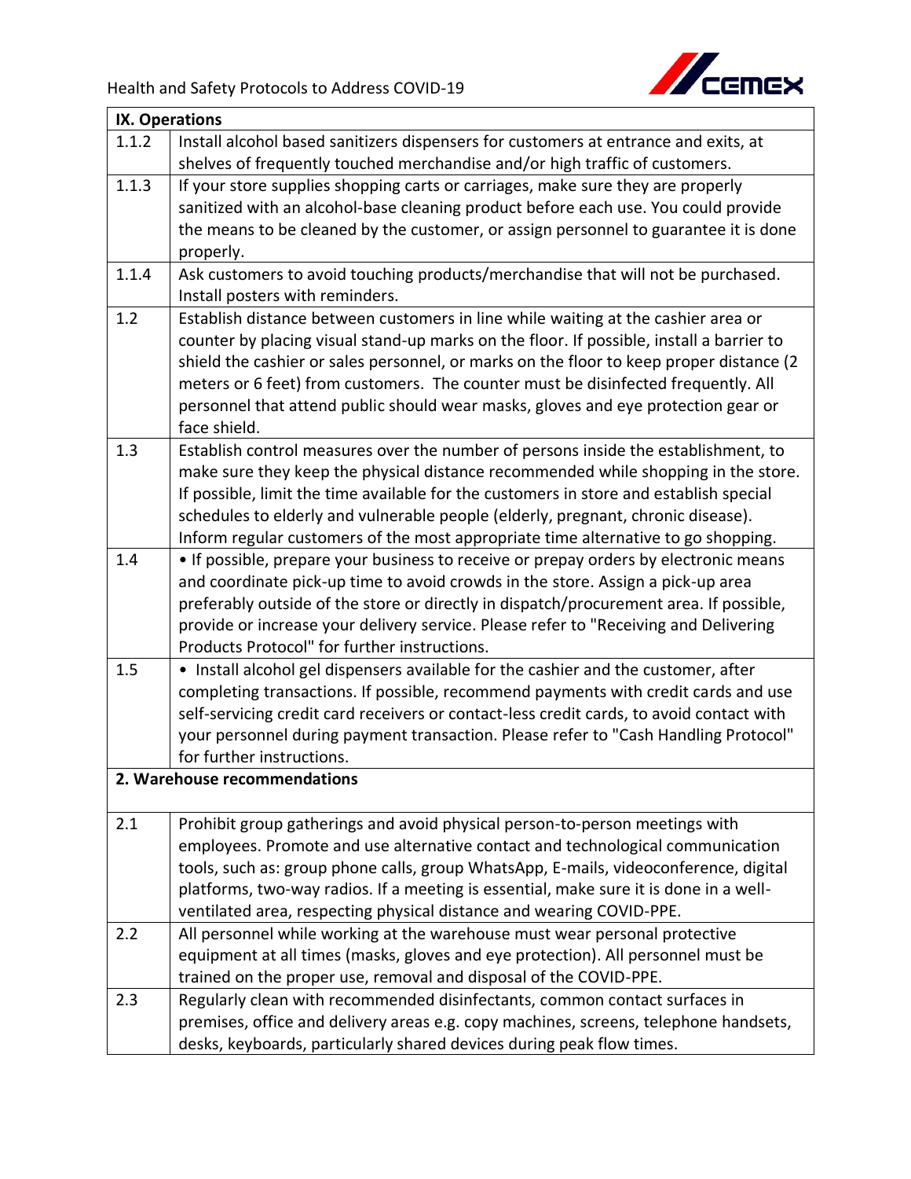| IX. Operations | |
|---|---|
| 1.1.2 | Install alcohol based sanitizers dispensers for customers at entrance and exits, at shelves of frequently touched merchandise and/or high traffic of customers. |
| 1.1.3 | If your store supplies shopping carts or carriages, make sure they are properly sanitized with an alcohol-base cleaning product before each use. You could provide the means to be cleaned by the customer, or assign personnel to guarantee it is done properly. |
| 1.1.4 | Ask customers to avoid touching products/merchandise that will not be purchased. Install posters with reminders. |
| 1.2 | Establish distance between customers in line while waiting at the cashier area or counter by placing visual stand-up marks on the floor. If possible, install a barrier to shield the cashier or sales personnel, or marks on the floor to keep proper distance (2 meters or 6 feet) from customers. The counter must be disinfected frequently. All personnel that attend public should wear masks, gloves and eye protection gear or face shield. |
| 1.3 | Establish control measures over the number of persons inside the establishment, to make sure they keep the physical distance recommended while shopping in the store. If possible, limit the time available for the customers in store and establish special schedules to elderly and vulnerable people (elderly, pregnant, chronic disease). Inform regular customers of the most appropriate time alternative to go shopping. |
| 1.4 | • If possible, prepare your business to receive or prepay orders by electronic means and coordinate pick-up time to avoid crowds in the store. Assign a pick-up area preferably outside of the store or directly in dispatch/procurement area. If possible, provide or increase your delivery service. Please refer to "Receiving and Delivering Products Protocol" for further instructions. |
| 1.5 | • Install alcohol gel dispensers available for the cashier and the customer, after completing transactions. If possible, recommend payments with credit cards and use self-servicing credit card receivers or contact-less credit cards, to avoid contact with your personnel during payment transaction. Please refer to "Cash Handling Protocol" for further instructions. |
| **2. Warehouse recommendations** | |
| 2.1 | Prohibit group gatherings and avoid physical person-to-person meetings with employees. Promote and use alternative contact and technological communication tools, such as: group phone calls, group WhatsApp, E-mails, videoconference, digital platforms, two-way radios. If a meeting is essential, make sure it is done in a well-ventilated area, respecting physical distance and wearing COVID-PPE. |
| 2.2 | All personnel while working at the warehouse must wear personal protective equipment at all times (masks, gloves and eye protection). All personnel must be trained on the proper use, removal and disposal of the COVID-PPE. |
| 2.3 | Regularly clean with recommended disinfectants, common contact surfaces in premises, office and delivery areas e.g. copy machines, screens, telephone handsets, desks, keyboards, particularly shared devices during peak flow times. |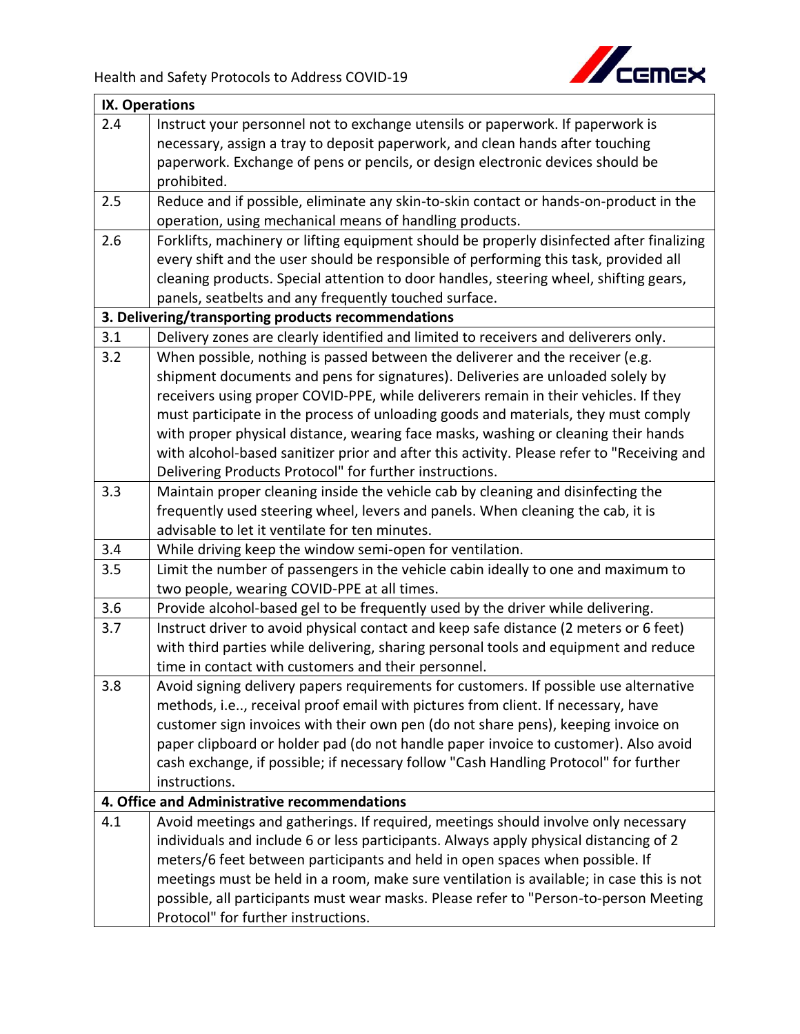| IX. Operations | |
|---|---|
| 2.4 | Instruct your personnel not to exchange utensils or paperwork. If paperwork is necessary, assign a tray to deposit paperwork, and clean hands after touching paperwork. Exchange of pens or pencils, or design electronic devices should be prohibited. |
| 2.5 | Reduce and if possible, eliminate any skin-to-skin contact or hands-on-product in the operation, using mechanical means of handling products. |
| 2.6 | Forklifts, machinery or lifting equipment should be properly disinfected after finalizing every shift and the user should be responsible of performing this task, provided all cleaning products. Special attention to door handles, steering wheel, shifting gears, panels, seatbelts and any frequently touched surface. |
| **3. Delivering/transporting products recommendations** | |
| 3.1 | Delivery zones are clearly identified and limited to receivers and deliverers only. |
| 3.2 | When possible, nothing is passed between the deliverer and the receiver (e.g. shipment documents and pens for signatures). Deliveries are unloaded solely by receivers using proper COVID-PPE, while deliverers remain in their vehicles. If they must participate in the process of unloading goods and materials, they must comply with proper physical distance, wearing face masks, washing or cleaning their hands with alcohol-based sanitizer prior and after this activity. Please refer to "Receiving and Delivering Products Protocol" for further instructions. |
| 3.3 | Maintain proper cleaning inside the vehicle cab by cleaning and disinfecting the frequently used steering wheel, levers and panels. When cleaning the cab, it is advisable to let it ventilate for ten minutes. |
| 3.4 | While driving keep the window semi-open for ventilation. |
| 3.5 | Limit the number of passengers in the vehicle cabin ideally to one and maximum to two people, wearing COVID-PPE at all times. |
| 3.6 | Provide alcohol-based gel to be frequently used by the driver while delivering. |
| 3.7 | Instruct driver to avoid physical contact and keep safe distance (2 meters or 6 feet) with third parties while delivering, sharing personal tools and equipment and reduce time in contact with customers and their personnel. |
| 3.8 | Avoid signing delivery papers requirements for customers. If possible use alternative methods, i.e.., receival proof email with pictures from client. If necessary, have customer sign invoices with their own pen (do not share pens), keeping invoice on paper clipboard or holder pad (do not handle paper invoice to customer). Also avoid cash exchange, if possible; if necessary follow "Cash Handling Protocol" for further instructions. |
| **4. Office and Administrative recommendations** | |
| 4.1 | Avoid meetings and gatherings. If required, meetings should involve only necessary individuals and include 6 or less participants. Always apply physical distancing of 2 meters/6 feet between participants and held in open spaces when possible. If meetings must be held in a room, make sure ventilation is available; in case this is not possible, all participants must wear masks. Please refer to "Person-to-person Meeting Protocol" for further instructions. |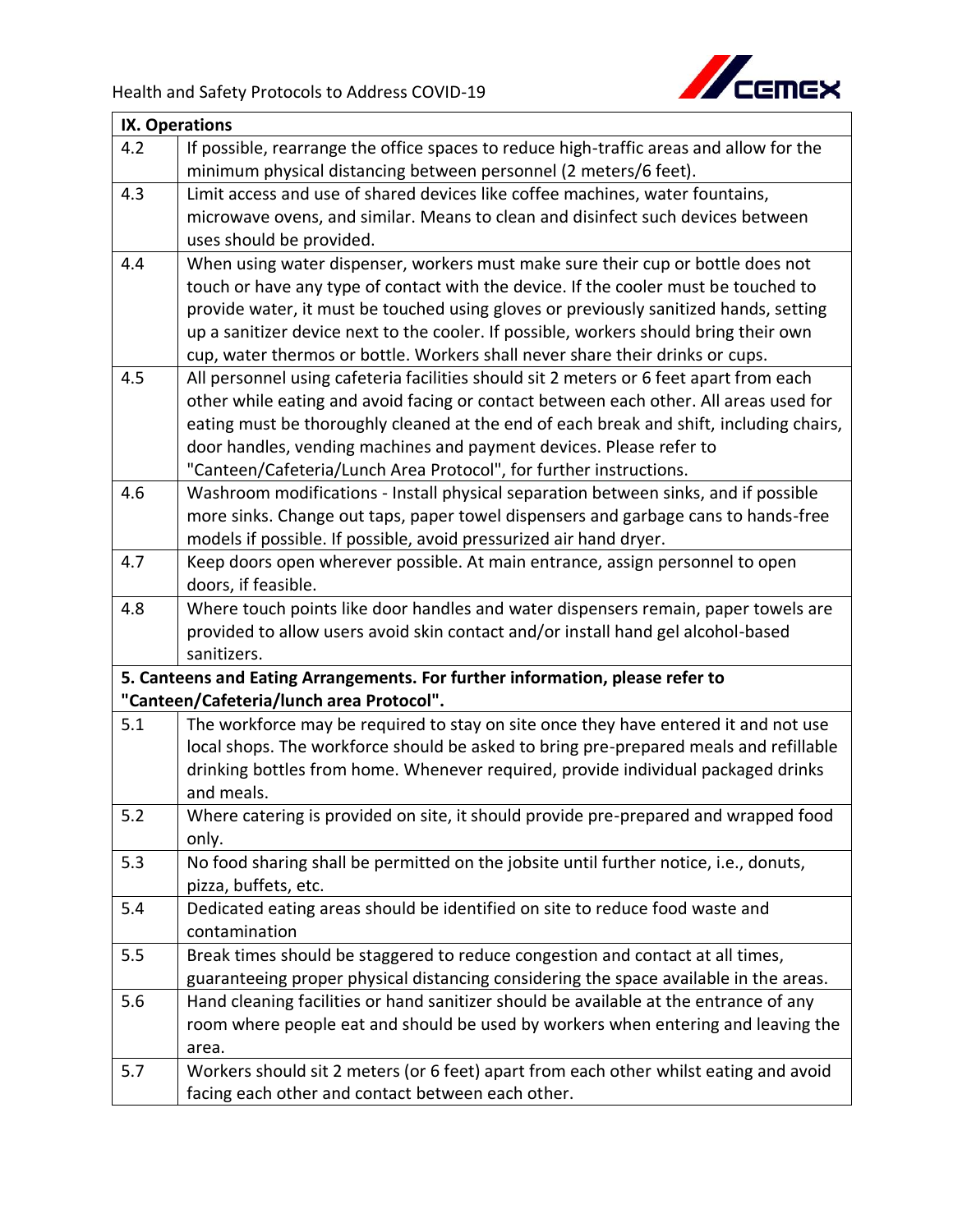| IX. Operations | |
|---|---|
| 4.2 | If possible, rearrange the office spaces to reduce high-traffic areas and allow for the minimum physical distancing between personnel (2 meters/6 feet). |
| 4.3 | Limit access and use of shared devices like coffee machines, water fountains, microwave ovens, and similar. Means to clean and disinfect such devices between uses should be provided. |
| 4.4 | When using water dispenser, workers must make sure their cup or bottle does not touch or have any type of contact with the device. If the cooler must be touched to provide water, it must be touched using gloves or previously sanitized hands, setting up a sanitizer device next to the cooler. If possible, workers should bring their own cup, water thermos or bottle. Workers shall never share their drinks or cups. |
| 4.5 | All personnel using cafeteria facilities should sit 2 meters or 6 feet apart from each other while eating and avoid facing or contact between each other. All areas used for eating must be thoroughly cleaned at the end of each break and shift, including chairs, door handles, vending machines and payment devices. Please refer to "Canteen/Cafeteria/Lunch Area Protocol", for further instructions. |
| 4.6 | Washroom modifications - Install physical separation between sinks, and if possible more sinks. Change out taps, paper towel dispensers and garbage cans to hands-free models if possible. If possible, avoid pressurized air hand dryer. |
| 4.7 | Keep doors open wherever possible. At main entrance, assign personnel to open doors, if feasible. |
| 4.8 | Where touch points like door handles and water dispensers remain, paper towels are provided to allow users avoid skin contact and/or install hand gel alcohol-based sanitizers. |
| **5. Canteens and Eating Arrangements. For further information, please refer to "Canteen/Cafeteria/lunch area Protocol".** | |
| 5.1 | The workforce may be required to stay on site once they have entered it and not use local shops. The workforce should be asked to bring pre-prepared meals and refillable drinking bottles from home. Whenever required, provide individual packaged drinks and meals. |
| 5.2 | Where catering is provided on site, it should provide pre-prepared and wrapped food only. |
| 5.3 | No food sharing shall be permitted on the jobsite until further notice, i.e., donuts, pizza, buffets, etc. |
| 5.4 | Dedicated eating areas should be identified on site to reduce food waste and contamination |
| 5.5 | Break times should be staggered to reduce congestion and contact at all times, guaranteeing proper physical distancing considering the space available in the areas. |
| 5.6 | Hand cleaning facilities or hand sanitizer should be available at the entrance of any room where people eat and should be used by workers when entering and leaving the area. |
| 5.7 | Workers should sit 2 meters (or 6 feet) apart from each other whilst eating and avoid facing each other and contact between each other. |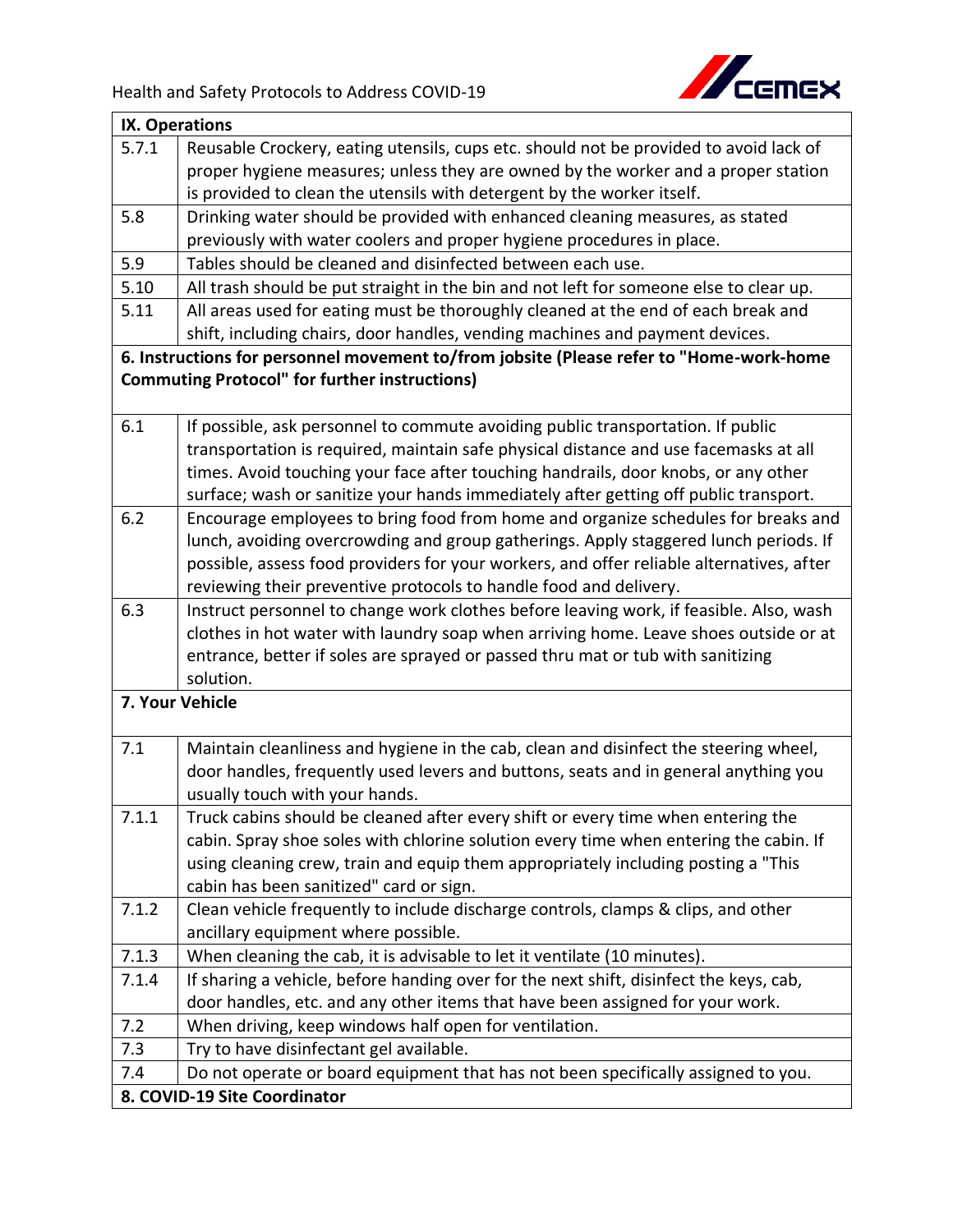| IX. Operations | |
|---|---|
| 5.7.1 | Reusable Crockery, eating utensils, cups etc. should not be provided to avoid lack of proper hygiene measures; unless they are owned by the worker and a proper station is provided to clean the utensils with detergent by the worker itself. |
| 5.8 | Drinking water should be provided with enhanced cleaning measures, as stated previously with water coolers and proper hygiene procedures in place. |
| 5.9 | Tables should be cleaned and disinfected between each use. |
| 5.10 | All trash should be put straight in the bin and not left for someone else to clear up. |
| 5.11 | All areas used for eating must be thoroughly cleaned at the end of each break and shift, including chairs, door handles, vending machines and payment devices. |
| **6. Instructions for personnel movement to/from jobsite (Please refer to "Home-work-home Commuting Protocol" for further instructions)** | |
| 6.1 | If possible, ask personnel to commute avoiding public transportation. If public transportation is required, maintain safe physical distance and use facemasks at all times. Avoid touching your face after touching handrails, door knobs, or any other surface; wash or sanitize your hands immediately after getting off public transport. |
| 6.2 | Encourage employees to bring food from home and organize schedules for breaks and lunch, avoiding overcrowding and group gatherings. Apply staggered lunch periods. If possible, assess food providers for your workers, and offer reliable alternatives, after reviewing their preventive protocols to handle food and delivery. |
| 6.3 | Instruct personnel to change work clothes before leaving work, if feasible. Also, wash clothes in hot water with laundry soap when arriving home. Leave shoes outside or at entrance, better if soles are sprayed or passed thru mat or tub with sanitizing solution. |
| **7. Your Vehicle** | |
| 7.1 | Maintain cleanliness and hygiene in the cab, clean and disinfect the steering wheel, door handles, frequently used levers and buttons, seats and in general anything you usually touch with your hands. |
| 7.1.1 | Truck cabins should be cleaned after every shift or every time when entering the cabin. Spray shoe soles with chlorine solution every time when entering the cabin. If using cleaning crew, train and equip them appropriately including posting a "This cabin has been sanitized" card or sign. |
| 7.1.2 | Clean vehicle frequently to include discharge controls, clamps & clips, and other ancillary equipment where possible. |
| 7.1.3 | When cleaning the cab, it is advisable to let it ventilate (10 minutes). |
| 7.1.4 | If sharing a vehicle, before handing over for the next shift, disinfect the keys, cab, door handles, etc. and any other items that have been assigned for your work. |
| 7.2 | When driving, keep windows half open for ventilation. |
| 7.3 | Try to have disinfectant gel available. |
| 7.4 | Do not operate or board equipment that has not been specifically assigned to you. |
| **8. COVID-19 Site Coordinator** | |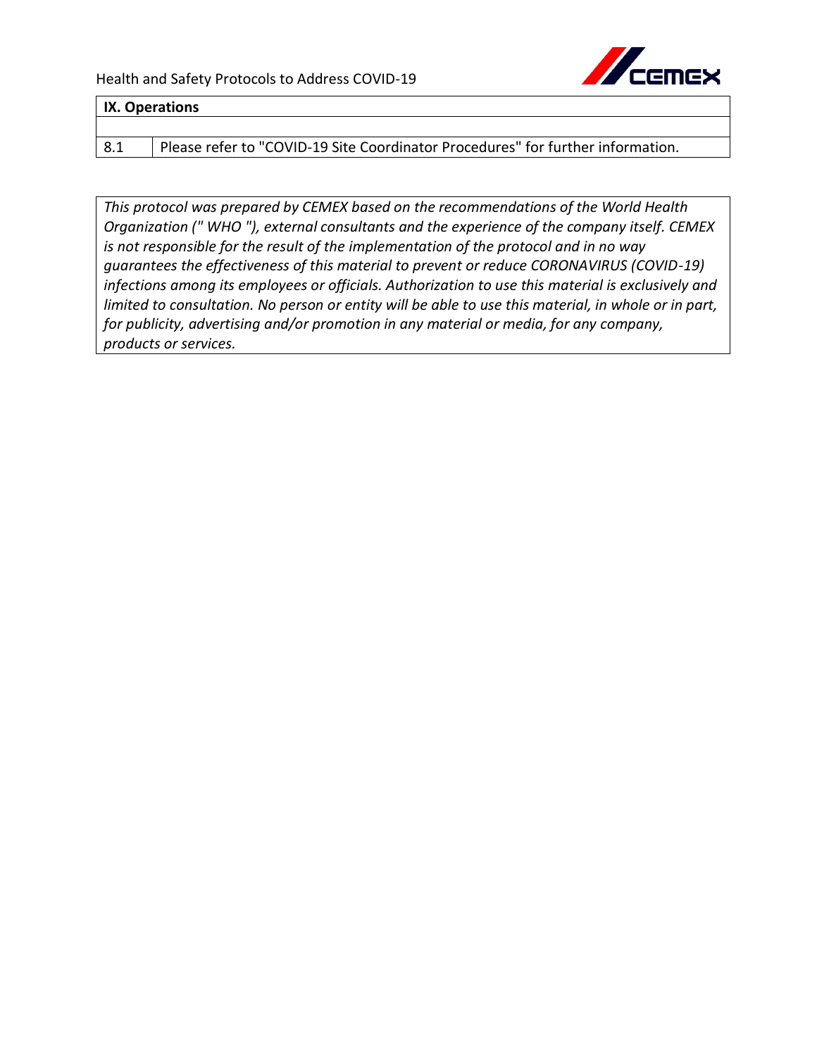| IX. Operations | |
| --- | --- |
| | |
| 8.1 | Please refer to "COVID-19 Site Coordinator Procedures" for further information. |

*This protocol was prepared by CEMEX based on the recommendations of the World Health Organization (" WHO "), external consultants and the experience of the company itself. CEMEX is not responsible for the result of the implementation of the protocol and in no way guarantees the effectiveness of this material to prevent or reduce CORONAVIRUS (COVID-19) infections among its employees or officials. Authorization to use this material is exclusively and limited to consultation. No person or entity will be able to use this material, in whole or in part, for publicity, advertising and/or promotion in any material or media, for any company, products or services.*